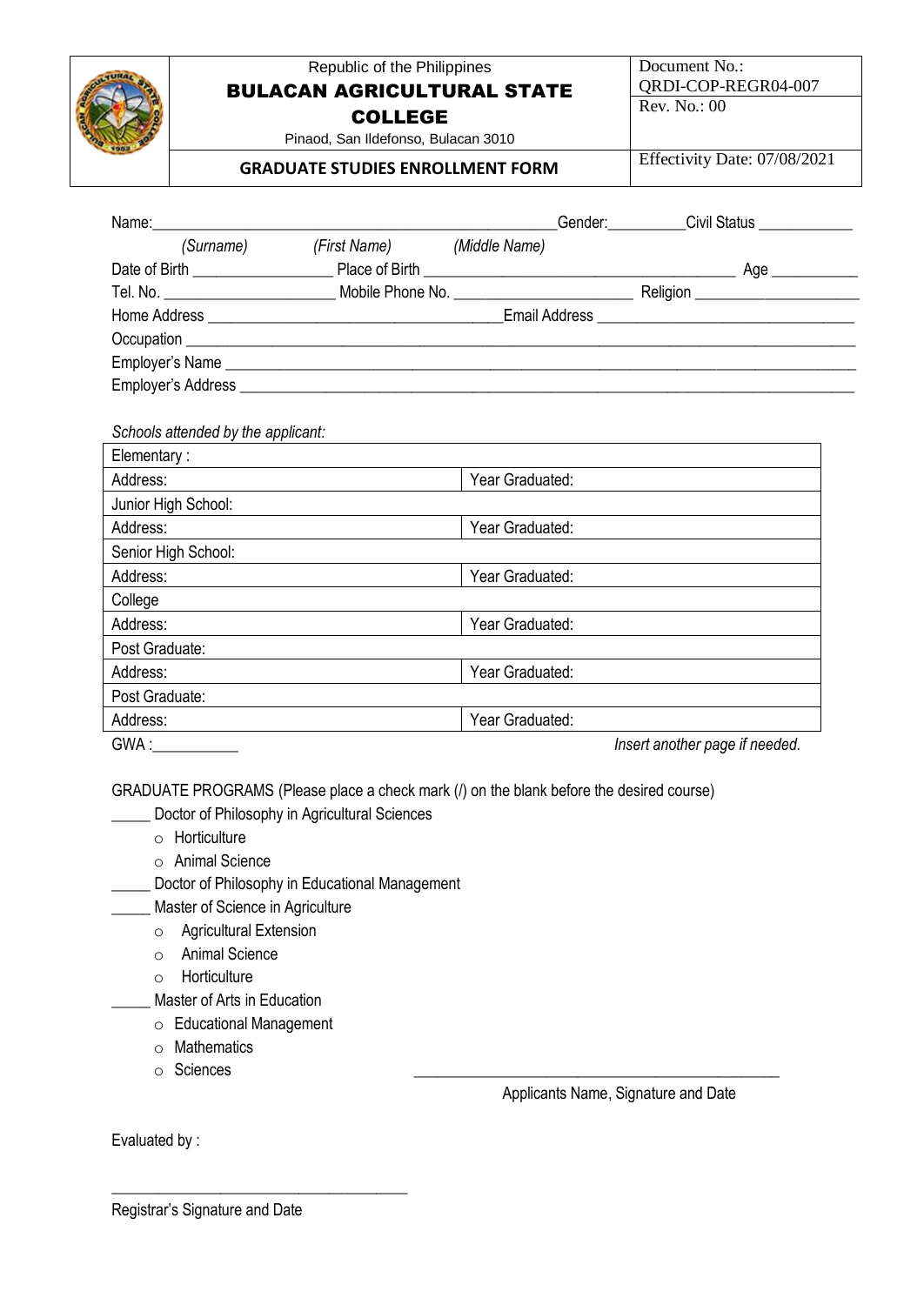| Republic of the Philippines<br>**BULACAN AGRICULTURAL STATE COLLEGE**<br>Pinaod, San Ildefonso, Bulacan 3010 | Document No.: QRDI-COP-REGR04-007<br>Rev. No.: 00 |
|---|---|
| **GRADUATE STUDIES ENROLLMENT FORM** | Effectivity Date: 07/08/2021 |

Name:_______________________________________________Gender:__________Civil Status ____________
*(Surname)* *(First Name)* *(Middle Name)*

Date of Birth _________________ Place of Birth _____________________________________ Age ___________

Tel. No. _____________________ Mobile Phone No. _______________________ Religion ____________________

Home Address ___________________________________Email Address _______________________________

Occupation ________________________________________________________________________________

Employer's Name ____________________________________________________________________________

Employer's Address ___________________________________________________________________________

*Schools attended by the applicant:*

| Elementary : | |
|---|---|
| Address: | Year Graduated: |
| Junior High School: | |
| Address: | Year Graduated: |
| Senior High School: | |
| Address: | Year Graduated: |
| College | |
| Address: | Year Graduated: |
| Post Graduate: | |
| Address: | Year Graduated: |
| Post Graduate: | |
| Address: | Year Graduated: |

GWA :___________ *Insert another page if needed.*

GRADUATE PROGRAMS (Please place a check mark (/) on the blank before the desired course)

_____ Doctor of Philosophy in Agricultural Sciences
- Horticulture
- Animal Science

_____ Doctor of Philosophy in Educational Management

_____ Master of Science in Agriculture
- Agricultural Extension
- Animal Science
- Horticulture

_____ Master of Arts in Education
- Educational Management
- Mathematics
- Sciences

_______________________________________________
Applicants Name, Signature and Date

Evaluated by :

_______________________________________
Registrar's Signature and Date